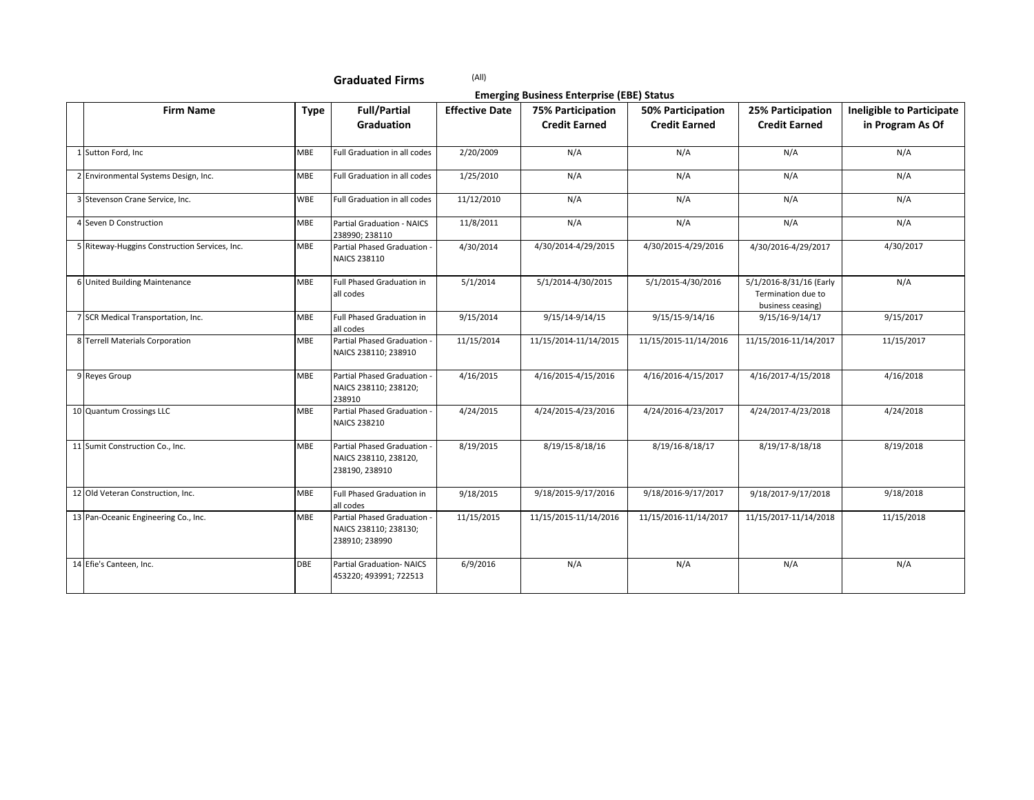## Graduated Firms

(All)

| | Firm Name | Type | Full/Partial Graduation | Effective Date | Emerging Business Enterprise (EBE) Status 75% Participation Credit Earned | 50% Participation Credit Earned | 25% Participation Credit Earned | Ineligible to Participate in Program As Of |
|---|---|---|---|---|---|---|---|---|
| 1 | Sutton Ford, Inc | MBE | Full Graduation in all codes | 2/20/2009 | N/A | N/A | N/A | N/A |
| 2 | Environmental Systems Design, Inc. | MBE | Full Graduation in all codes | 1/25/2010 | N/A | N/A | N/A | N/A |
| 3 | Stevenson Crane Service, Inc. | WBE | Full Graduation in all codes | 11/12/2010 | N/A | N/A | N/A | N/A |
| 4 | Seven D Construction | MBE | Partial Graduation - NAICS 238990; 238110 | 11/8/2011 | N/A | N/A | N/A | N/A |
| 5 | Riteway-Huggins Construction Services, Inc. | MBE | Partial Phased Graduation - NAICS 238110 | 4/30/2014 | 4/30/2014-4/29/2015 | 4/30/2015-4/29/2016 | 4/30/2016-4/29/2017 | 4/30/2017 |
| 6 | United Building Maintenance | MBE | Full Phased Graduation in all codes | 5/1/2014 | 5/1/2014-4/30/2015 | 5/1/2015-4/30/2016 | 5/1/2016-8/31/16 (Early Termination due to business ceasing) | N/A |
| 7 | SCR Medical Transportation, Inc. | MBE | Full Phased Graduation in all codes | 9/15/2014 | 9/15/14-9/14/15 | 9/15/15-9/14/16 | 9/15/16-9/14/17 | 9/15/2017 |
| 8 | Terrell Materials Corporation | MBE | Partial Phased Graduation - NAICS 238110; 238910 | 11/15/2014 | 11/15/2014-11/14/2015 | 11/15/2015-11/14/2016 | 11/15/2016-11/14/2017 | 11/15/2017 |
| 9 | Reyes Group | MBE | Partial Phased Graduation - NAICS 238110; 238120; 238910 | 4/16/2015 | 4/16/2015-4/15/2016 | 4/16/2016-4/15/2017 | 4/16/2017-4/15/2018 | 4/16/2018 |
| 10 | Quantum Crossings LLC | MBE | Partial Phased Graduation - NAICS 238210 | 4/24/2015 | 4/24/2015-4/23/2016 | 4/24/2016-4/23/2017 | 4/24/2017-4/23/2018 | 4/24/2018 |
| 11 | Sumit Construction Co., Inc. | MBE | Partial Phased Graduation - NAICS 238110, 238120, 238190, 238910 | 8/19/2015 | 8/19/15-8/18/16 | 8/19/16-8/18/17 | 8/19/17-8/18/18 | 8/19/2018 |
| 12 | Old Veteran Construction, Inc. | MBE | Full Phased Graduation in all codes | 9/18/2015 | 9/18/2015-9/17/2016 | 9/18/2016-9/17/2017 | 9/18/2017-9/17/2018 | 9/18/2018 |
| 13 | Pan-Oceanic Engineering Co., Inc. | MBE | Partial Phased Graduation - NAICS 238110; 238130; 238910; 238990 | 11/15/2015 | 11/15/2015-11/14/2016 | 11/15/2016-11/14/2017 | 11/15/2017-11/14/2018 | 11/15/2018 |
| 14 | Efie's Canteen, Inc. | DBE | Partial Graduation- NAICS 453220; 493991; 722513 | 6/9/2016 | N/A | N/A | N/A | N/A |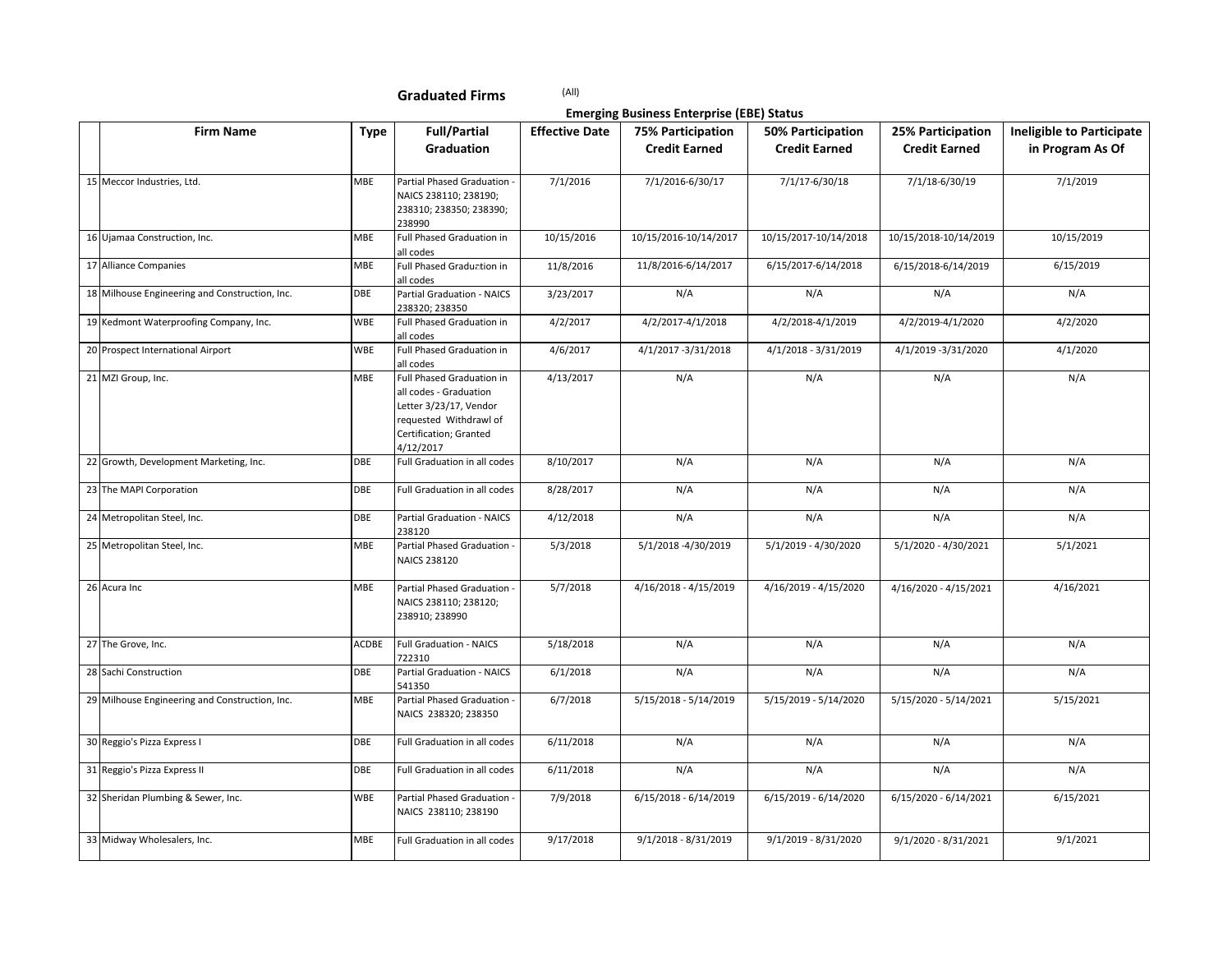**Graduated Firms** (All)

**Emerging Business Enterprise (EBE) Status**

| | Firm Name | Type | Full/Partial Graduation | Effective Date | 75% Participation Credit Earned | 50% Participation Credit Earned | 25% Participation Credit Earned | Ineligible to Participate in Program As Of |
|---|---|---|---|---|---|---|---|---|
| 15 | Meccor Industries, Ltd. | MBE | Partial Phased Graduation - NAICS 238110; 238190; 238310; 238350; 238390; 238990 | 7/1/2016 | 7/1/2016-6/30/17 | 7/1/17-6/30/18 | 7/1/18-6/30/19 | 7/1/2019 |
| 16 | Ujamaa Construction, Inc. | MBE | Full Phased Graduation in all codes | 10/15/2016 | 10/15/2016-10/14/2017 | 10/15/2017-10/14/2018 | 10/15/2018-10/14/2019 | 10/15/2019 |
| 17 | Alliance Companies | MBE | Full Phased Graduation in all codes | 11/8/2016 | 11/8/2016-6/14/2017 | 6/15/2017-6/14/2018 | 6/15/2018-6/14/2019 | 6/15/2019 |
| 18 | Milhouse Engineering and Construction, Inc. | DBE | Partial Graduation - NAICS 238320; 238350 | 3/23/2017 | N/A | N/A | N/A | N/A |
| 19 | Kedmont Waterproofing Company, Inc. | WBE | Full Phased Graduation in all codes | 4/2/2017 | 4/2/2017-4/1/2018 | 4/2/2018-4/1/2019 | 4/2/2019-4/1/2020 | 4/2/2020 |
| 20 | Prospect International Airport | WBE | Full Phased Graduation in all codes | 4/6/2017 | 4/1/2017 -3/31/2018 | 4/1/2018 - 3/31/2019 | 4/1/2019 -3/31/2020 | 4/1/2020 |
| 21 | MZI Group, Inc. | MBE | Full Phased Graduation in all codes - Graduation Letter 3/23/17, Vendor requested Withdrawl of Certification; Granted 4/12/2017 | 4/13/2017 | N/A | N/A | N/A | N/A |
| 22 | Growth, Development Marketing, Inc. | DBE | Full Graduation in all codes | 8/10/2017 | N/A | N/A | N/A | N/A |
| 23 | The MAPI Corporation | DBE | Full Graduation in all codes | 8/28/2017 | N/A | N/A | N/A | N/A |
| 24 | Metropolitan Steel, Inc. | DBE | Partial Graduation - NAICS 238120 | 4/12/2018 | N/A | N/A | N/A | N/A |
| 25 | Metropolitan Steel, Inc. | MBE | Partial Phased Graduation - NAICS 238120 | 5/3/2018 | 5/1/2018 -4/30/2019 | 5/1/2019 - 4/30/2020 | 5/1/2020 - 4/30/2021 | 5/1/2021 |
| 26 | Acura Inc | MBE | Partial Phased Graduation - NAICS 238110; 238120; 238910; 238990 | 5/7/2018 | 4/16/2018 - 4/15/2019 | 4/16/2019 - 4/15/2020 | 4/16/2020 - 4/15/2021 | 4/16/2021 |
| 27 | The Grove, Inc. | ACDBE | Full Graduation - NAICS 722310 | 5/18/2018 | N/A | N/A | N/A | N/A |
| 28 | Sachi Construction | DBE | Partial Graduation - NAICS 541350 | 6/1/2018 | N/A | N/A | N/A | N/A |
| 29 | Milhouse Engineering and Construction, Inc. | MBE | Partial Phased Graduation - NAICS 238320; 238350 | 6/7/2018 | 5/15/2018 - 5/14/2019 | 5/15/2019 - 5/14/2020 | 5/15/2020 - 5/14/2021 | 5/15/2021 |
| 30 | Reggio's Pizza Express I | DBE | Full Graduation in all codes | 6/11/2018 | N/A | N/A | N/A | N/A |
| 31 | Reggio's Pizza Express II | DBE | Full Graduation in all codes | 6/11/2018 | N/A | N/A | N/A | N/A |
| 32 | Sheridan Plumbing & Sewer, Inc. | WBE | Partial Phased Graduation - NAICS 238110; 238190 | 7/9/2018 | 6/15/2018 - 6/14/2019 | 6/15/2019 - 6/14/2020 | 6/15/2020 - 6/14/2021 | 6/15/2021 |
| 33 | Midway Wholesalers, Inc. | MBE | Full Graduation in all codes | 9/17/2018 | 9/1/2018 - 8/31/2019 | 9/1/2019 - 8/31/2020 | 9/1/2020 - 8/31/2021 | 9/1/2021 |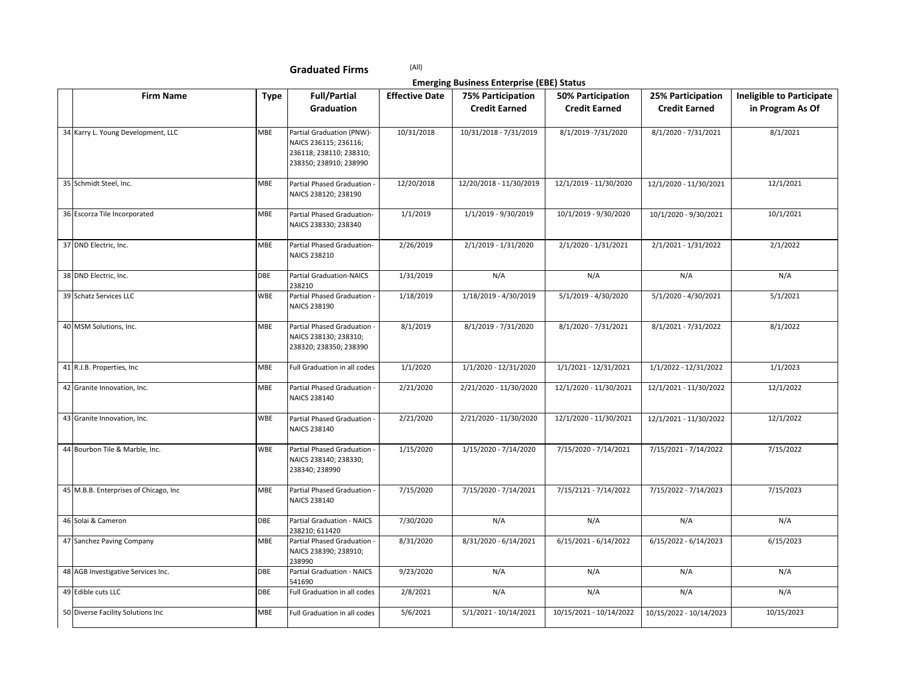## Graduated Firms

(All)

| | Firm Name | Type | Full/Partial Graduation | Effective Date | Emerging Business Enterprise (EBE) Status | | | |
|---|---|---|---|---|---|---|---|---|
| | | | | | 75% Participation Credit Earned | 50% Participation Credit Earned | 25% Participation Credit Earned | Ineligible to Participate in Program As Of |
| 34 | Karry L. Young Development, LLC | MBE | Partial Graduation (PNW)- NAICS 236115; 236116; 236118; 238110; 238310; 238350; 238910; 238990 | 10/31/2018 | 10/31/2018 - 7/31/2019 | 8/1/2019 -7/31/2020 | 8/1/2020 - 7/31/2021 | 8/1/2021 |
| 35 | Schmidt Steel, Inc. | MBE | Partial Phased Graduation - NAICS 238120; 238190 | 12/20/2018 | 12/20/2018 - 11/30/2019 | 12/1/2019 - 11/30/2020 | 12/1/2020 - 11/30/2021 | 12/1/2021 |
| 36 | Escorza Tile Incorporated | MBE | Partial Phased Graduation- NAICS 238330; 238340 | 1/1/2019 | 1/1/2019 - 9/30/2019 | 10/1/2019 - 9/30/2020 | 10/1/2020 - 9/30/2021 | 10/1/2021 |
| 37 | DND Electric, Inc. | MBE | Partial Phased Graduation- NAICS 238210 | 2/26/2019 | 2/1/2019 - 1/31/2020 | 2/1/2020 - 1/31/2021 | 2/1/2021 - 1/31/2022 | 2/1/2022 |
| 38 | DND Electric, Inc. | DBE | Partial Graduation-NAICS 238210 | 1/31/2019 | N/A | N/A | N/A | N/A |
| 39 | Schatz Services LLC | WBE | Partial Phased Graduation - NAICS 238190 | 1/18/2019 | 1/18/2019 - 4/30/2019 | 5/1/2019 - 4/30/2020 | 5/1/2020 - 4/30/2021 | 5/1/2021 |
| 40 | MSM Solutions, Inc. | MBE | Partial Phased Graduation - NAICS 238130; 238310; 238320; 238350; 238390 | 8/1/2019 | 8/1/2019 - 7/31/2020 | 8/1/2020 - 7/31/2021 | 8/1/2021 - 7/31/2022 | 8/1/2022 |
| 41 | R.J.B. Properties, Inc | MBE | Full Graduation in all codes | 1/1/2020 | 1/1/2020 - 12/31/2020 | 1/1/2021 - 12/31/2021 | 1/1/2022 - 12/31/2022 | 1/1/2023 |
| 42 | Granite Innovation, Inc. | MBE | Partial Phased Graduation - NAICS 238140 | 2/21/2020 | 2/21/2020 - 11/30/2020 | 12/1/2020 - 11/30/2021 | 12/1/2021 - 11/30/2022 | 12/1/2022 |
| 43 | Granite Innovation, Inc. | WBE | Partial Phased Graduation - NAICS 238140 | 2/21/2020 | 2/21/2020 - 11/30/2020 | 12/1/2020 - 11/30/2021 | 12/1/2021 - 11/30/2022 | 12/1/2022 |
| 44 | Bourbon Tile & Marble, Inc. | WBE | Partial Phased Graduation - NAICS 238140; 238330; 238340; 238990 | 1/15/2020 | 1/15/2020 - 7/14/2020 | 7/15/2020 - 7/14/2021 | 7/15/2021 - 7/14/2022 | 7/15/2022 |
| 45 | M.B.B. Enterprises of Chicago, Inc | MBE | Partial Phased Graduation - NAICS 238140 | 7/15/2020 | 7/15/2020 - 7/14/2021 | 7/15/2121 - 7/14/2022 | 7/15/2022 - 7/14/2023 | 7/15/2023 |
| 46 | Solai & Cameron | DBE | Partial Graduation - NAICS 238210; 611420 | 7/30/2020 | N/A | N/A | N/A | N/A |
| 47 | Sanchez Paving Company | MBE | Partial Phased Graduation - NAICS 238390; 238910; 238990 | 8/31/2020 | 8/31/2020 - 6/14/2021 | 6/15/2021 - 6/14/2022 | 6/15/2022 - 6/14/2023 | 6/15/2023 |
| 48 | AGB Investigative Services Inc. | DBE | Partial Graduation - NAICS 541690 | 9/23/2020 | N/A | N/A | N/A | N/A |
| 49 | Edible cuts LLC | DBE | Full Graduation in all codes | 2/8/2021 | N/A | N/A | N/A | N/A |
| 50 | Diverse Facility Solutions Inc | MBE | Full Graduation in all codes | 5/6/2021 | 5/1/2021 - 10/14/2021 | 10/15/2021 - 10/14/2022 | 10/15/2022 - 10/14/2023 | 10/15/2023 |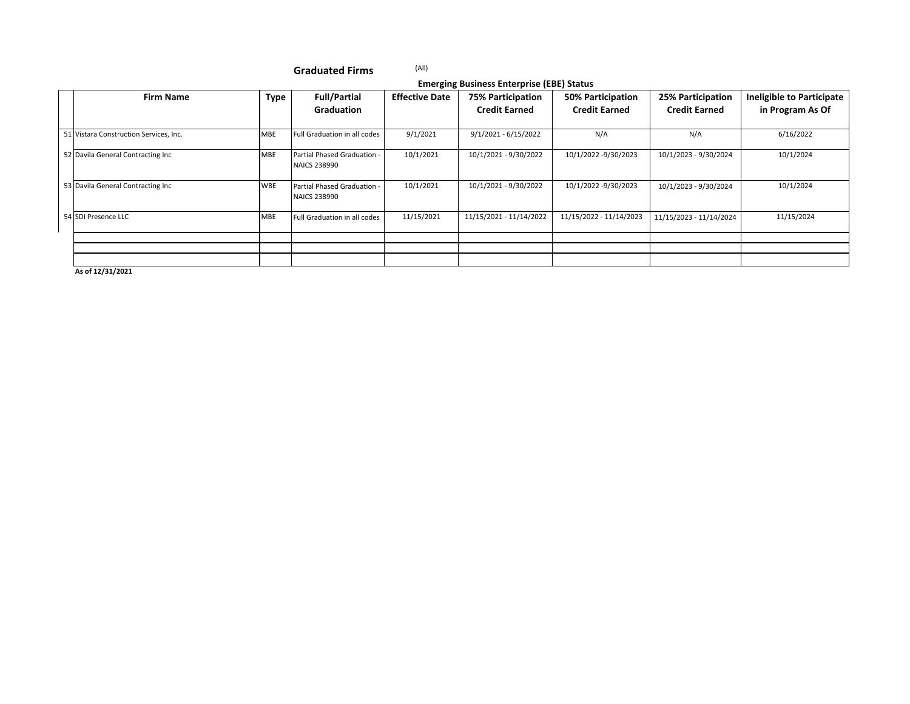**Graduated Firms** (All)

**Emerging Business Enterprise (EBE) Status**

| | Firm Name | Type | Full/Partial Graduation | Effective Date | 75% Participation Credit Earned | 50% Participation Credit Earned | 25% Participation Credit Earned | Ineligible to Participate in Program As Of |
|---|---|---|---|---|---|---|---|---|
| 51 | Vistara Construction Services, Inc. | MBE | Full Graduation in all codes | 9/1/2021 | 9/1/2021 - 6/15/2022 | N/A | N/A | 6/16/2022 |
| 52 | Davila General Contracting Inc | MBE | Partial Phased Graduation - NAICS 238990 | 10/1/2021 | 10/1/2021 - 9/30/2022 | 10/1/2022 -9/30/2023 | 10/1/2023 - 9/30/2024 | 10/1/2024 |
| 53 | Davila General Contracting Inc | WBE | Partial Phased Graduation - NAICS 238990 | 10/1/2021 | 10/1/2021 - 9/30/2022 | 10/1/2022 -9/30/2023 | 10/1/2023 - 9/30/2024 | 10/1/2024 |
| 54 | SDI Presence LLC | MBE | Full Graduation in all codes | 11/15/2021 | 11/15/2021 - 11/14/2022 | 11/15/2022 - 11/14/2023 | 11/15/2023 - 11/14/2024 | 11/15/2024 |
| | | | | | | | | |
| | | | | | | | | |
| | | | | | | | | |

**As of 12/31/2021**